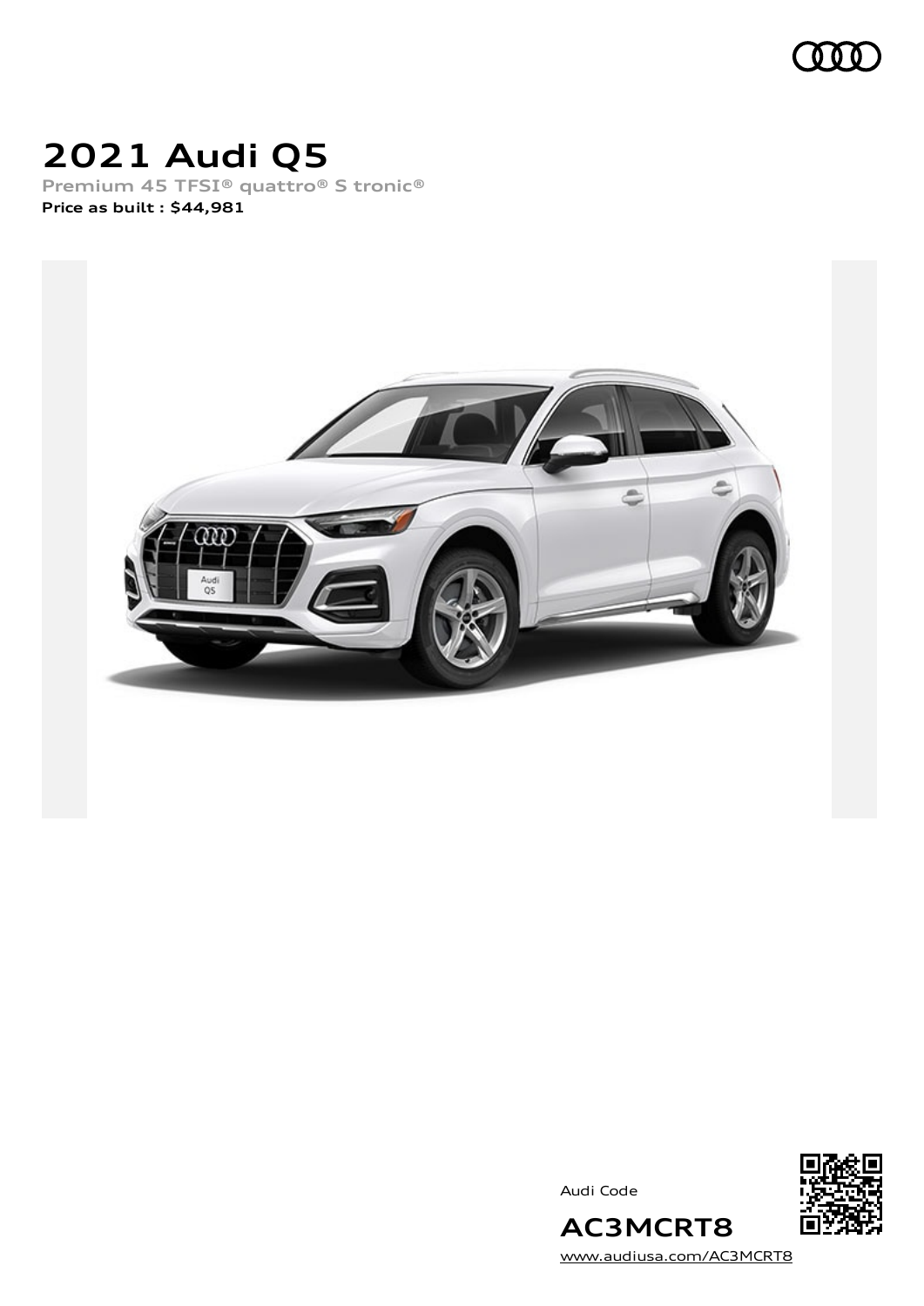# 2021 Audi Q5

**Premium 45 TFSI® quattro® S tronic®**

**Price as built : $44,981**

Audi Code

## AC3MCRT8

www.audiusa.com/AC3MCRT8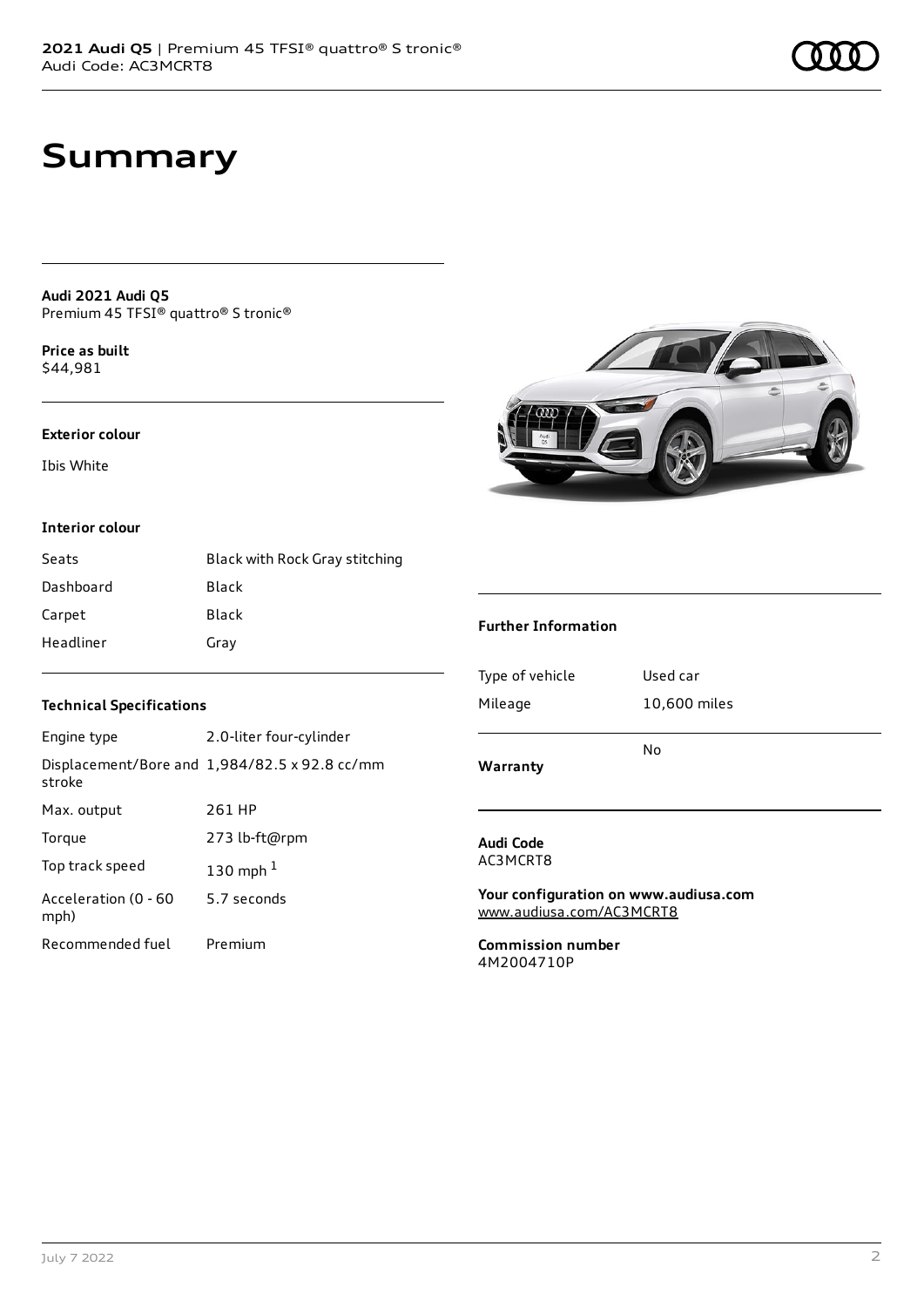# Summary

**Audi 2021 Audi Q5**
Premium 45 TFSI® quattro® S tronic®

**Price as built**
$44,981

**Exterior colour**

Ibis White

**Interior colour**

| | |
|---|---|
| Seats | Black with Rock Gray stitching |
| Dashboard | Black |
| Carpet | Black |
| Headliner | Gray |

**Technical Specifications**

| | |
|---|---|
| Engine type | 2.0-liter four-cylinder |
| Displacement/Bore and stroke | 1,984/82.5 x 92.8 cc/mm |
| Max. output | 261 HP |
| Torque | 273 lb-ft@rpm |
| Top track speed | 130 mph [1] |
| Acceleration (0 - 60 mph) | 5.7 seconds |
| Recommended fuel | Premium |

**Further Information**

| | |
|---|---|
| Type of vehicle | Used car |
| Mileage | 10,600 miles |
| **Warranty** | No |

**Audi Code**
AC3MCRT8

**Your configuration on www.audiusa.com**
www.audiusa.com/AC3MCRT8

**Commission number**
4M2004710P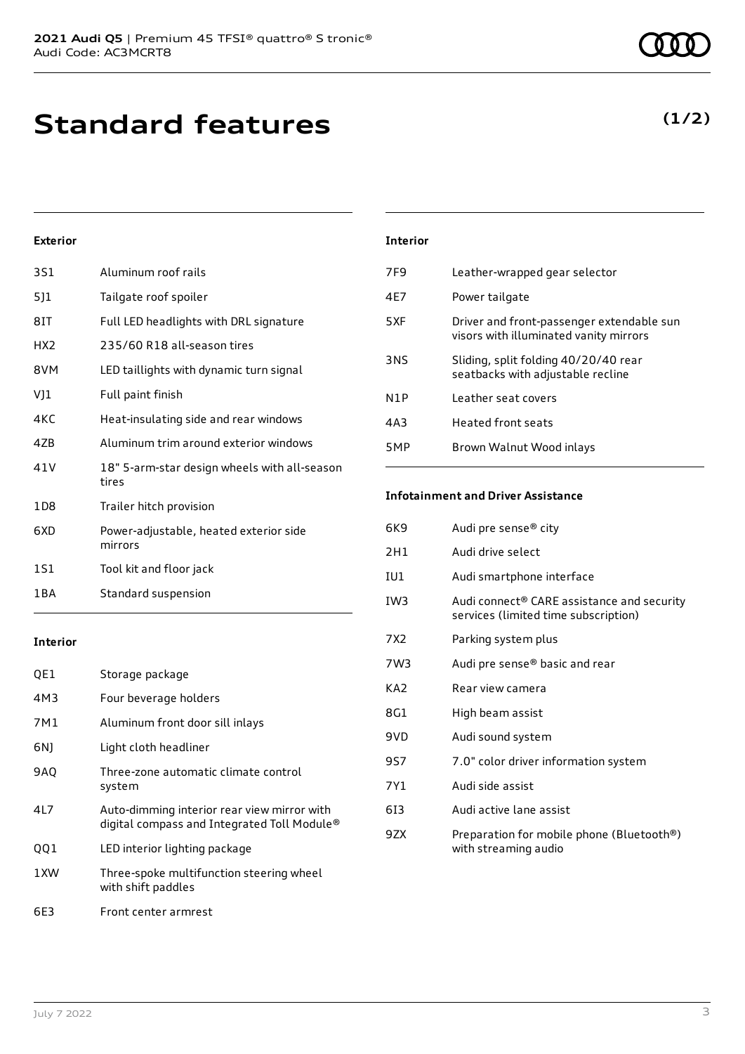**2021 Audi Q5** | Premium 45 TFSI® quattro® S tronic®
Audi Code: AC3MCRT8

# Standard features

**(1/2)**

### Exterior

| | |
|---|---|
| 3S1 | Aluminum roof rails |
| 5J1 | Tailgate roof spoiler |
| 8IT | Full LED headlights with DRL signature |
| HX2 | 235/60 R18 all-season tires |
| 8VM | LED taillights with dynamic turn signal |
| VJ1 | Full paint finish |
| 4KC | Heat-insulating side and rear windows |
| 4ZB | Aluminum trim around exterior windows |
| 41V | 18" 5-arm-star design wheels with all-season tires |
| 1D8 | Trailer hitch provision |
| 6XD | Power-adjustable, heated exterior side mirrors |
| 1S1 | Tool kit and floor jack |
| 1BA | Standard suspension |

### Interior

| | |
|---|---|
| QE1 | Storage package |
| 4M3 | Four beverage holders |
| 7M1 | Aluminum front door sill inlays |
| 6NJ | Light cloth headliner |
| 9AQ | Three-zone automatic climate control system |
| 4L7 | Auto-dimming interior rear view mirror with digital compass and Integrated Toll Module® |
| QQ1 | LED interior lighting package |
| 1XW | Three-spoke multifunction steering wheel with shift paddles |
| 6E3 | Front center armrest |
| 7F9 | Leather-wrapped gear selector |
| 4E7 | Power tailgate |
| 5XF | Driver and front-passenger extendable sun visors with illuminated vanity mirrors |
| 3NS | Sliding, split folding 40/20/40 rear seatbacks with adjustable recline |
| N1P | Leather seat covers |
| 4A3 | Heated front seats |
| 5MP | Brown Walnut Wood inlays |

### Infotainment and Driver Assistance

| | |
|---|---|
| 6K9 | Audi pre sense® city |
| 2H1 | Audi drive select |
| IU1 | Audi smartphone interface |
| IW3 | Audi connect® CARE assistance and security services (limited time subscription) |
| 7X2 | Parking system plus |
| 7W3 | Audi pre sense® basic and rear |
| KA2 | Rear view camera |
| 8G1 | High beam assist |
| 9VD | Audi sound system |
| 9S7 | 7.0" color driver information system |
| 7Y1 | Audi side assist |
| 6I3 | Audi active lane assist |
| 9ZX | Preparation for mobile phone (Bluetooth®) with streaming audio |

July 7 2022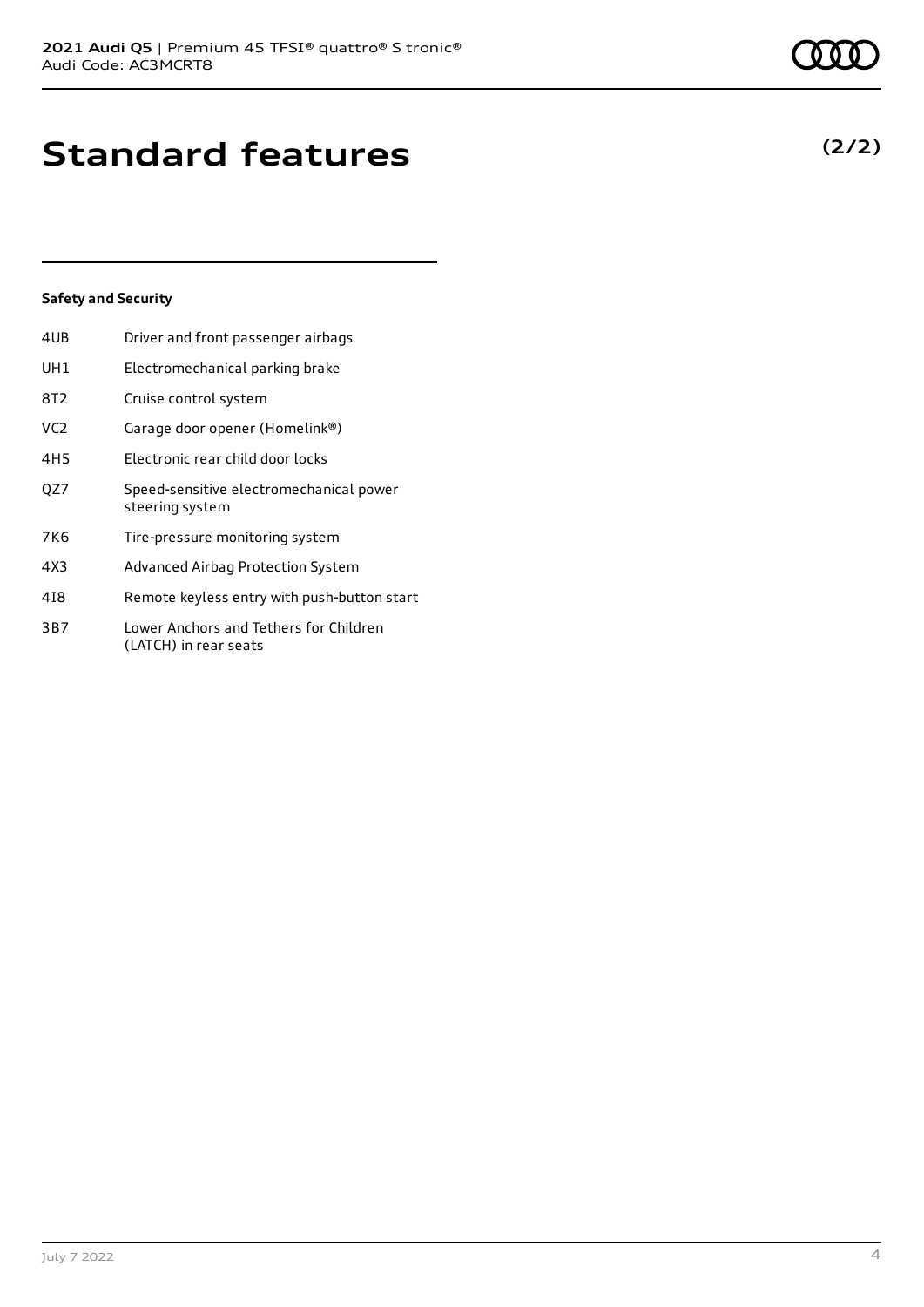# Standard features

**(2/2)**

### Safety and Security

| | |
|---|---|
| 4UB | Driver and front passenger airbags |
| UH1 | Electromechanical parking brake |
| 8T2 | Cruise control system |
| VC2 | Garage door opener (Homelink®) |
| 4H5 | Electronic rear child door locks |
| QZ7 | Speed-sensitive electromechanical power steering system |
| 7K6 | Tire-pressure monitoring system |
| 4X3 | Advanced Airbag Protection System |
| 4I8 | Remote keyless entry with push-button start |
| 3B7 | Lower Anchors and Tethers for Children (LATCH) in rear seats |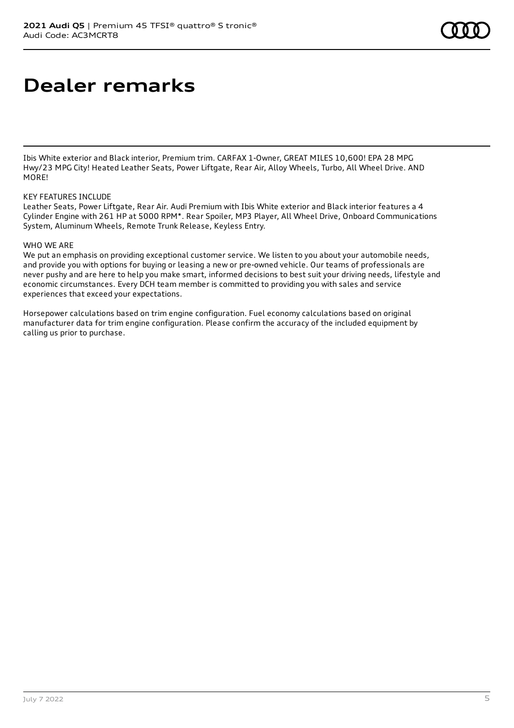# Dealer remarks

Ibis White exterior and Black interior, Premium trim. CARFAX 1-Owner, GREAT MILES 10,600! EPA 28 MPG Hwy/23 MPG City! Heated Leather Seats, Power Liftgate, Rear Air, Alloy Wheels, Turbo, All Wheel Drive. AND MORE!

KEY FEATURES INCLUDE
Leather Seats, Power Liftgate, Rear Air. Audi Premium with Ibis White exterior and Black interior features a 4 Cylinder Engine with 261 HP at 5000 RPM*. Rear Spoiler, MP3 Player, All Wheel Drive, Onboard Communications System, Aluminum Wheels, Remote Trunk Release, Keyless Entry.

WHO WE ARE
We put an emphasis on providing exceptional customer service. We listen to you about your automobile needs, and provide you with options for buying or leasing a new or pre-owned vehicle. Our teams of professionals are never pushy and are here to help you make smart, informed decisions to best suit your driving needs, lifestyle and economic circumstances. Every DCH team member is committed to providing you with sales and service experiences that exceed your expectations.

Horsepower calculations based on trim engine configuration. Fuel economy calculations based on original manufacturer data for trim engine configuration. Please confirm the accuracy of the included equipment by calling us prior to purchase.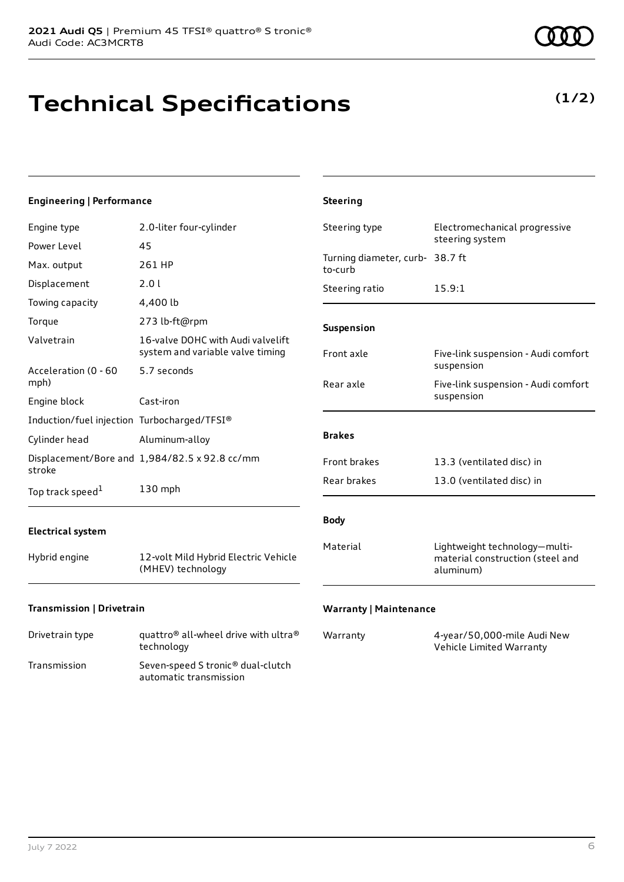# Technical Specifications

**(1/2)**

### Engineering | Performance

| | |
|---|---|
| Engine type | 2.0-liter four-cylinder |
| Power Level | 45 |
| Max. output | 261 HP |
| Displacement | 2.0 l |
| Towing capacity | 4,400 lb |
| Torque | 273 lb-ft@rpm |
| Valvetrain | 16-valve DOHC with Audi valvelift system and variable valve timing |
| Acceleration (0 - 60 mph) | 5.7 seconds |
| Engine block | Cast-iron |
| Induction/fuel injection | Turbocharged/TFSI® |
| Cylinder head | Aluminum-alloy |
| Displacement/Bore and stroke | 1,984/82.5 x 92.8 cc/mm |
| Top track speed[1] | 130 mph |

### Electrical system

| | |
|---|---|
| Hybrid engine | 12-volt Mild Hybrid Electric Vehicle (MHEV) technology |

### Transmission | Drivetrain

| | |
|---|---|
| Drivetrain type | quattro® all-wheel drive with ultra® technology |
| Transmission | Seven-speed S tronic® dual-clutch automatic transmission |

### Steering

| | |
|---|---|
| Steering type | Electromechanical progressive steering system |
| Turning diameter, curb-to-curb | 38.7 ft |
| Steering ratio | 15.9:1 |

### Suspension

| | |
|---|---|
| Front axle | Five-link suspension - Audi comfort suspension |
| Rear axle | Five-link suspension - Audi comfort suspension |

### Brakes

| | |
|---|---|
| Front brakes | 13.3 (ventilated disc) in |
| Rear brakes | 13.0 (ventilated disc) in |

### Body

| | |
|---|---|
| Material | Lightweight technology—multi-material construction (steel and aluminum) |

### Warranty | Maintenance

| | |
|---|---|
| Warranty | 4-year/50,000-mile Audi New Vehicle Limited Warranty |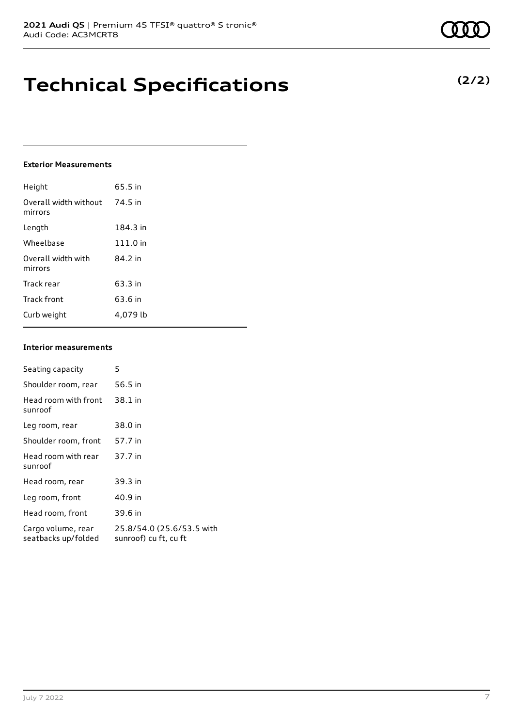# Technical Specifications

**(2/2)**

### Exterior Measurements

| | |
|---|---|
| Height | 65.5 in |
| Overall width without mirrors | 74.5 in |
| Length | 184.3 in |
| Wheelbase | 111.0 in |
| Overall width with mirrors | 84.2 in |
| Track rear | 63.3 in |
| Track front | 63.6 in |
| Curb weight | 4,079 lb |

### Interior measurements

| | |
|---|---|
| Seating capacity | 5 |
| Shoulder room, rear | 56.5 in |
| Head room with front sunroof | 38.1 in |
| Leg room, rear | 38.0 in |
| Shoulder room, front | 57.7 in |
| Head room with rear sunroof | 37.7 in |
| Head room, rear | 39.3 in |
| Leg room, front | 40.9 in |
| Head room, front | 39.6 in |
| Cargo volume, rear seatbacks up/folded | 25.8/54.0 (25.6/53.5 with sunroof) cu ft, cu ft |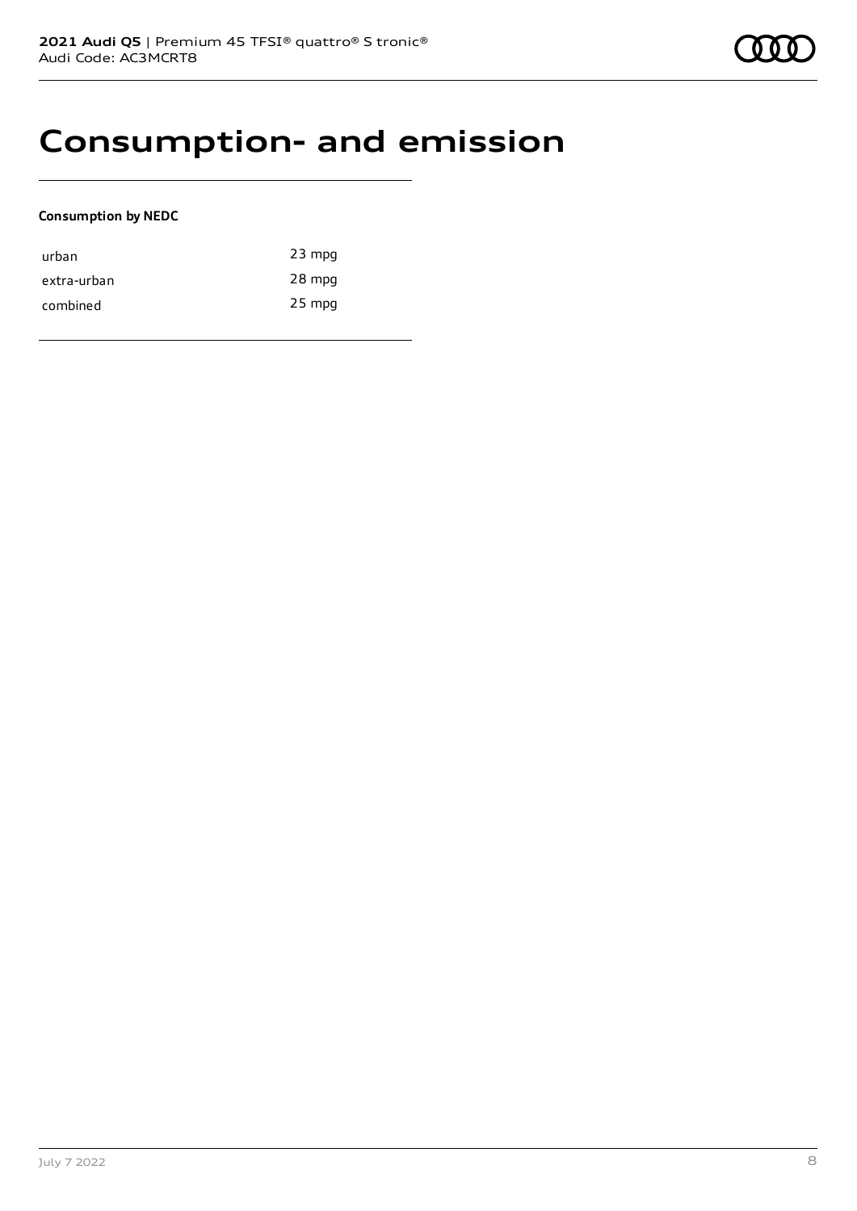# Consumption- and emission

**Consumption by NEDC**

| | |
|---|---|
| urban | 23 mpg |
| extra-urban | 28 mpg |
| combined | 25 mpg |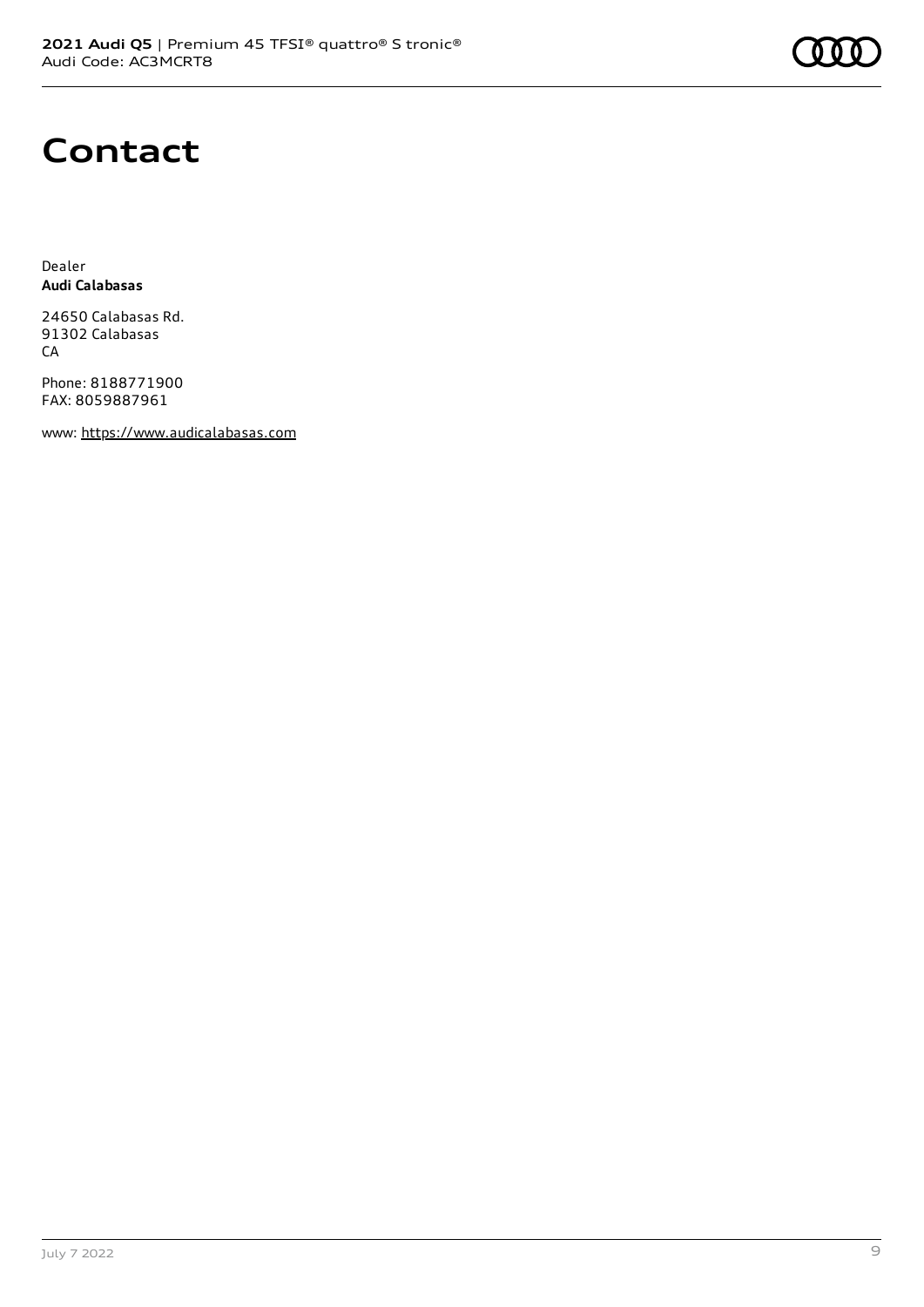# Contact

Dealer
**Audi Calabasas**

24650 Calabasas Rd.
91302 Calabasas
CA

Phone: 8188771900
FAX: 8059887961

www: https://www.audicalabasas.com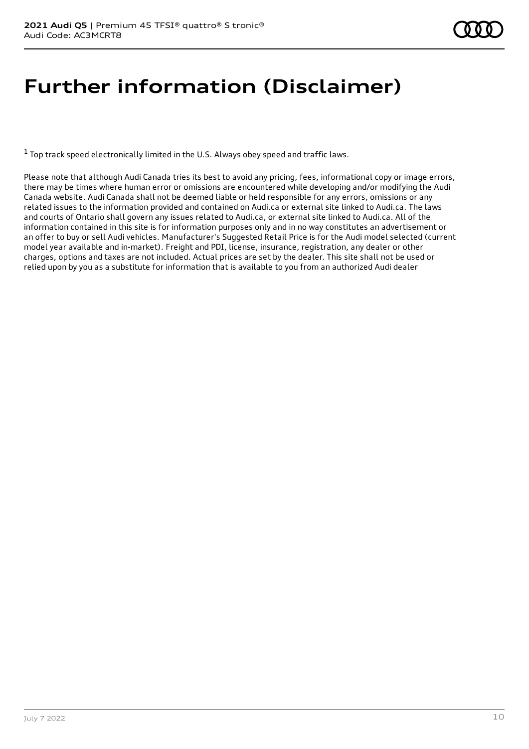# Further information (Disclaimer)

[1] Top track speed electronically limited in the U.S. Always obey speed and traffic laws.

Please note that although Audi Canada tries its best to avoid any pricing, fees, informational copy or image errors, there may be times where human error or omissions are encountered while developing and/or modifying the Audi Canada website. Audi Canada shall not be deemed liable or held responsible for any errors, omissions or any related issues to the information provided and contained on Audi.ca or external site linked to Audi.ca. The laws and courts of Ontario shall govern any issues related to Audi.ca, or external site linked to Audi.ca. All of the information contained in this site is for information purposes only and in no way constitutes an advertisement or an offer to buy or sell Audi vehicles. Manufacturer's Suggested Retail Price is for the Audi model selected (current model year available and in-market). Freight and PDI, license, insurance, registration, any dealer or other charges, options and taxes are not included. Actual prices are set by the dealer. This site shall not be used or relied upon by you as a substitute for information that is available to you from an authorized Audi dealer